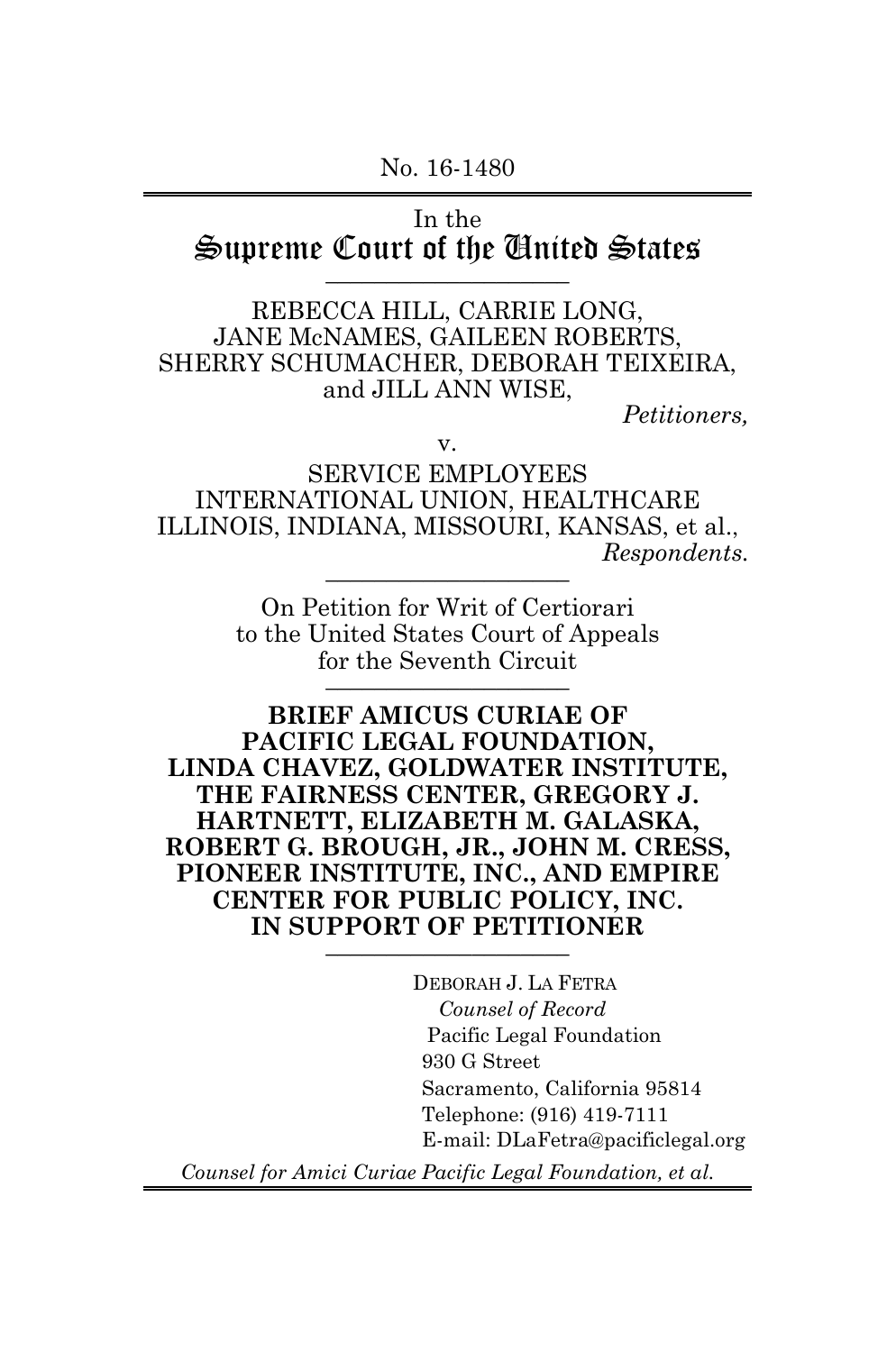No. 16-1480

---

In the

# Supreme Court of the United States

---

REBECCA HILL, CARRIE LONG,
JANE McNAMES, GAILEEN ROBERTS,
SHERRY SCHUMACHER, DEBORAH TEIXEIRA,
and JILL ANN WISE,

*Petitioners,*

v.

SERVICE EMPLOYEES
INTERNATIONAL UNION, HEALTHCARE
ILLINOIS, INDIANA, MISSOURI, KANSAS, et al.,

*Respondents.*

---

On Petition for Writ of Certiorari
to the United States Court of Appeals
for the Seventh Circuit

---

**BRIEF AMICUS CURIAE OF
PACIFIC LEGAL FOUNDATION,
LINDA CHAVEZ, GOLDWATER INSTITUTE,
THE FAIRNESS CENTER, GREGORY J.
HARTNETT, ELIZABETH M. GALASKA,
ROBERT G. BROUGH, JR., JOHN M. CRESS,
PIONEER INSTITUTE, INC., AND EMPIRE
CENTER FOR PUBLIC POLICY, INC.
IN SUPPORT OF PETITIONER**

---

DEBORAH J. LA FETRA
*Counsel of Record*
Pacific Legal Foundation
930 G Street
Sacramento, California 95814
Telephone: (916) 419-7111
E-mail: DLaFetra@pacificlegal.org

*Counsel for Amici Curiae Pacific Legal Foundation, et al.*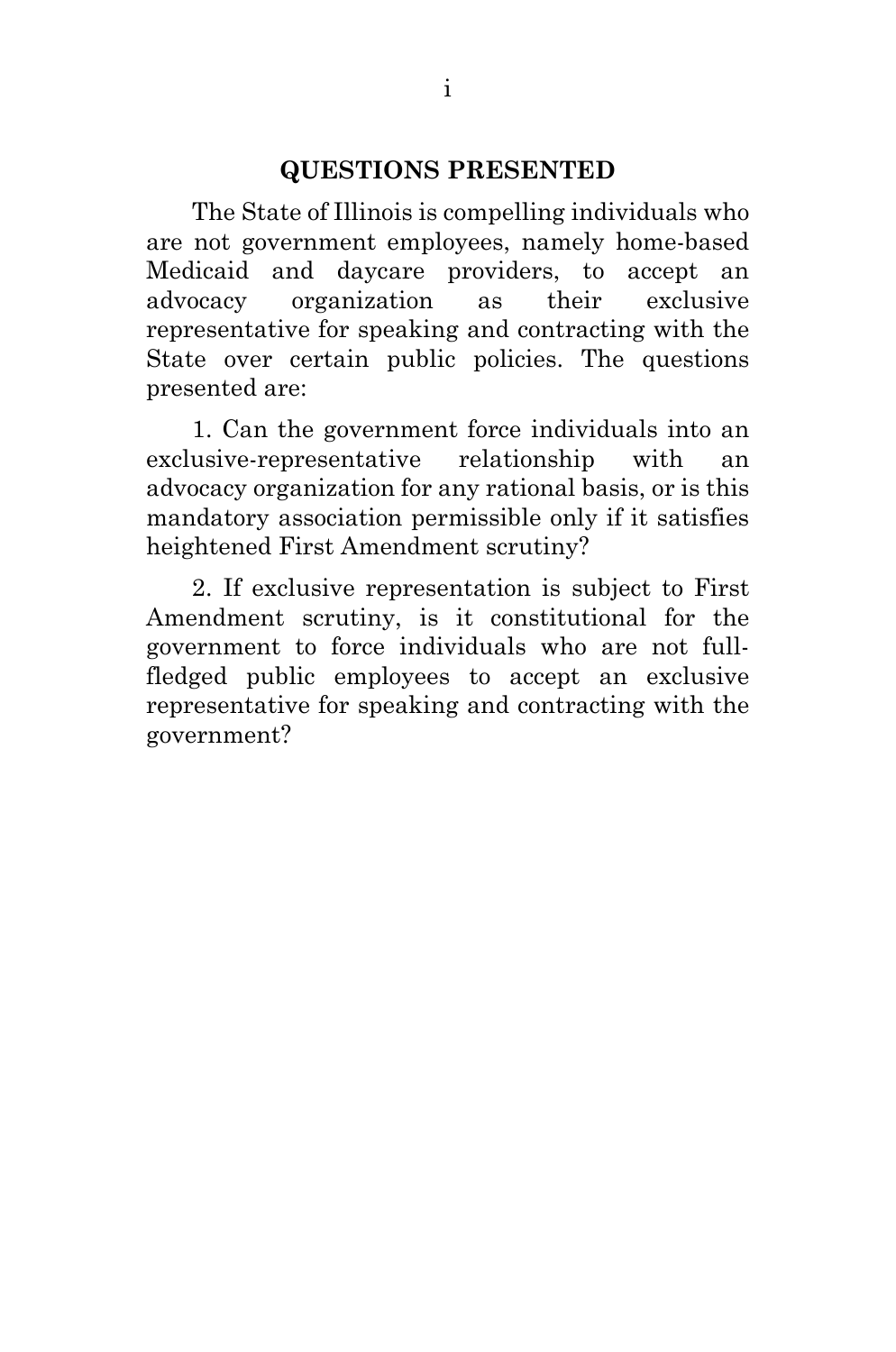## QUESTIONS PRESENTED

The State of Illinois is compelling individuals who are not government employees, namely home-based Medicaid and daycare providers, to accept an advocacy organization as their exclusive representative for speaking and contracting with the State over certain public policies. The questions presented are:

1. Can the government force individuals into an exclusive-representative relationship with an advocacy organization for any rational basis, or is this mandatory association permissible only if it satisfies heightened First Amendment scrutiny?

2. If exclusive representation is subject to First Amendment scrutiny, is it constitutional for the government to force individuals who are not full-fledged public employees to accept an exclusive representative for speaking and contracting with the government?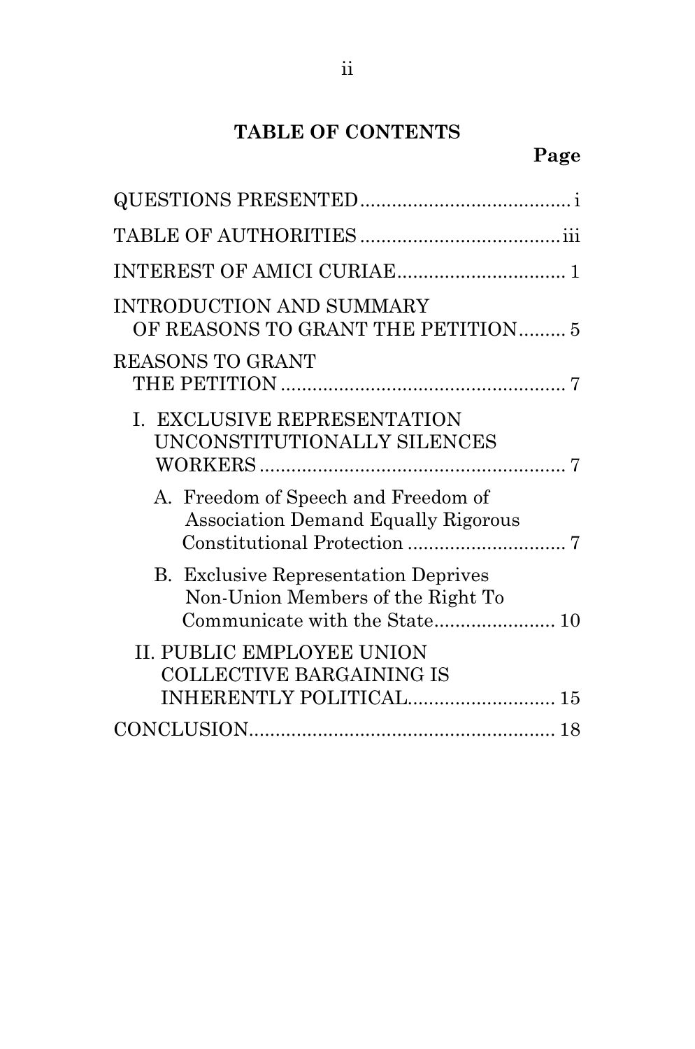## TABLE OF CONTENTS

| | Page |
|---|---|
| QUESTIONS PRESENTED | i |
| TABLE OF AUTHORITIES | iii |
| INTEREST OF AMICI CURIAE | 1 |
| INTRODUCTION AND SUMMARY OF REASONS TO GRANT THE PETITION | 5 |
| REASONS TO GRANT THE PETITION | 7 |
| I. EXCLUSIVE REPRESENTATION UNCONSTITUTIONALLY SILENCES WORKERS | 7 |
| A. Freedom of Speech and Freedom of Association Demand Equally Rigorous Constitutional Protection | 7 |
| B. Exclusive Representation Deprives Non-Union Members of the Right To Communicate with the State | 10 |
| II. PUBLIC EMPLOYEE UNION COLLECTIVE BARGAINING IS INHERENTLY POLITICAL | 15 |
| CONCLUSION | 18 |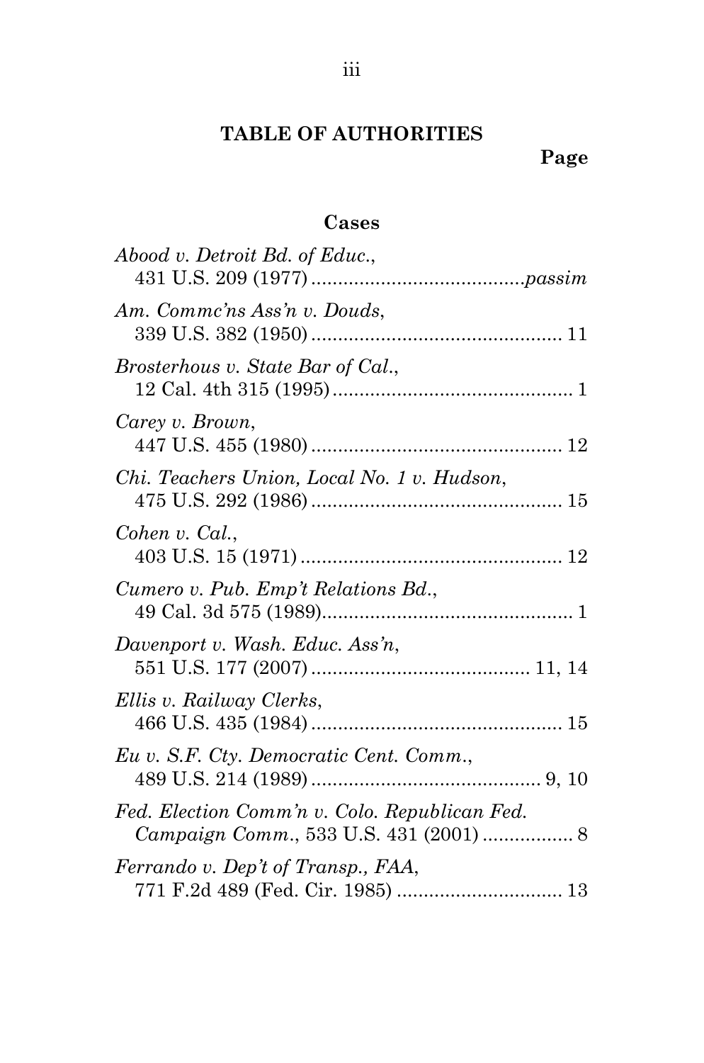## TABLE OF AUTHORITIES

**Page**

### Cases

*Abood v. Detroit Bd. of Educ.*,
431 U.S. 209 (1977) ........................................*passim*

*Am. Commc'ns Ass'n v. Douds*,
339 U.S. 382 (1950) ............................................... 11

*Brosterhous v. State Bar of Cal.*,
12 Cal. 4th 315 (1995) ............................................. 1

*Carey v. Brown*,
447 U.S. 455 (1980) ............................................... 12

*Chi. Teachers Union, Local No. 1 v. Hudson*,
475 U.S. 292 (1986) ............................................... 15

*Cohen v. Cal.*,
403 U.S. 15 (1971) ................................................. 12

*Cumero v. Pub. Emp't Relations Bd.*,
49 Cal. 3d 575 (1989)............................................... 1

*Davenport v. Wash. Educ. Ass'n*,
551 U.S. 177 (2007) ......................................... 11, 14

*Ellis v. Railway Clerks*,
466 U.S. 435 (1984) ............................................... 15

*Eu v. S.F. Cty. Democratic Cent. Comm.*,
489 U.S. 214 (1989) ........................................... 9, 10

*Fed. Election Comm'n v. Colo. Republican Fed. Campaign Comm.*, 533 U.S. 431 (2001) ................. 8

*Ferrando v. Dep't of Transp., FAA*,
771 F.2d 489 (Fed. Cir. 1985) ............................... 13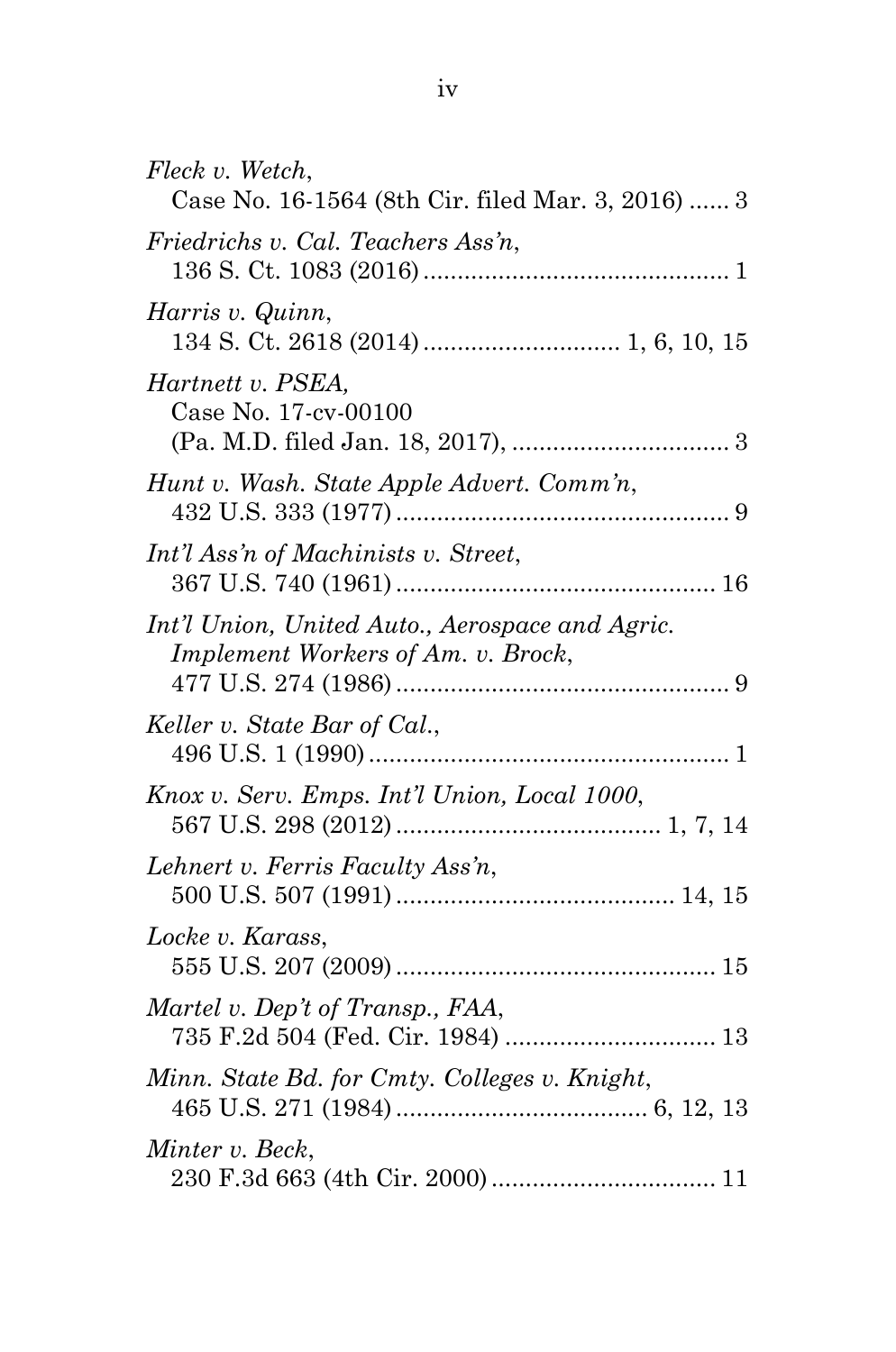*Fleck v. Wetch*,
Case No. 16-1564 (8th Cir. filed Mar. 3, 2016) ...... 3

*Friedrichs v. Cal. Teachers Ass'n*,
136 S. Ct. 1083 (2016) ............................................ 1

*Harris v. Quinn*,
134 S. Ct. 2618 (2014) ............................ 1, 6, 10, 15

*Hartnett v. PSEA*,
Case No. 17-cv-00100
(Pa. M.D. filed Jan. 18, 2017), ................................ 3

*Hunt v. Wash. State Apple Advert. Comm'n*,
432 U.S. 333 (1977) ................................................. 9

*Int'l Ass'n of Machinists v. Street*,
367 U.S. 740 (1961) ............................................... 16

*Int'l Union, United Auto., Aerospace and Agric. Implement Workers of Am. v. Brock*,
477 U.S. 274 (1986) ................................................. 9

*Keller v. State Bar of Cal.*,
496 U.S. 1 (1990) ..................................................... 1

*Knox v. Serv. Emps. Int'l Union, Local 1000*,
567 U.S. 298 (2012) ....................................... 1, 7, 14

*Lehnert v. Ferris Faculty Ass'n*,
500 U.S. 507 (1991) ........................................ 14, 15

*Locke v. Karass*,
555 U.S. 207 (2009) ............................................... 15

*Martel v. Dep't of Transp., FAA*,
735 F.2d 504 (Fed. Cir. 1984) ............................... 13

*Minn. State Bd. for Cmty. Colleges v. Knight*,
465 U.S. 271 (1984) ..................................... 6, 12, 13

*Minter v. Beck*,
230 F.3d 663 (4th Cir. 2000) ................................. 11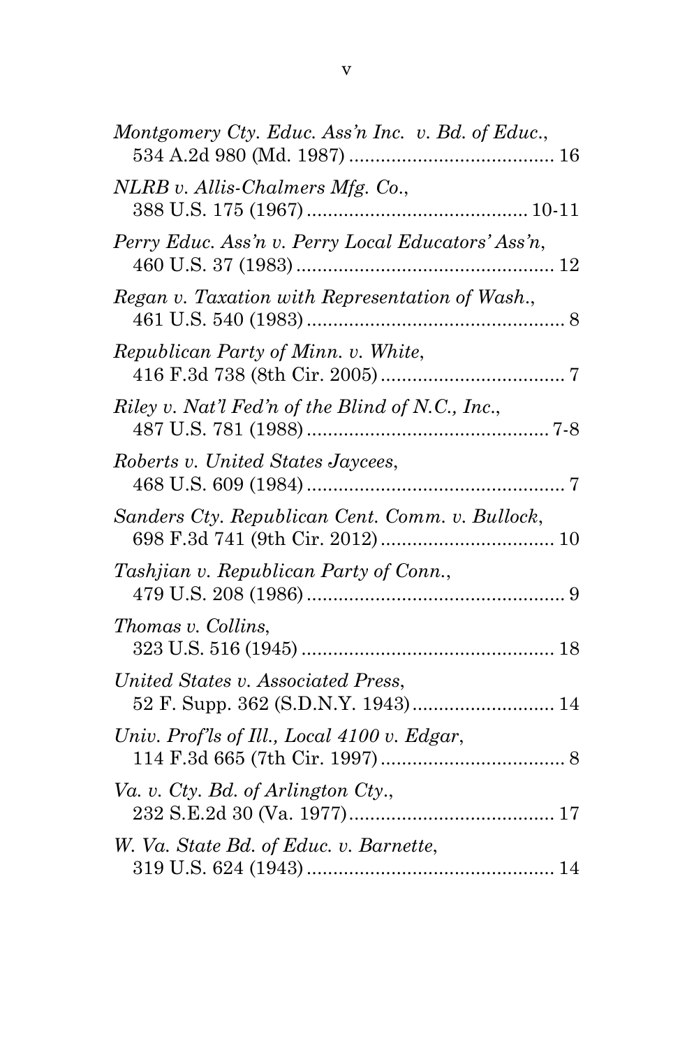*Montgomery Cty. Educ. Ass'n Inc. v. Bd. of Educ.*,
534 A.2d 980 (Md. 1987) ........................................ 16

*NLRB v. Allis-Chalmers Mfg. Co.*,
388 U.S. 175 (1967) .......................................... 10-11

*Perry Educ. Ass'n v. Perry Local Educators' Ass'n*,
460 U.S. 37 (1983) ................................................. 12

*Regan v. Taxation with Representation of Wash.*,
461 U.S. 540 (1983) ................................................. 8

*Republican Party of Minn. v. White*,
416 F.3d 738 (8th Cir. 2005) ................................... 7

*Riley v. Nat'l Fed'n of the Blind of N.C., Inc.*,
487 U.S. 781 (1988) ............................................... 7-8

*Roberts v. United States Jaycees*,
468 U.S. 609 (1984) ................................................. 7

*Sanders Cty. Republican Cent. Comm. v. Bullock*,
698 F.3d 741 (9th Cir. 2012) ................................. 10

*Tashjian v. Republican Party of Conn.*,
479 U.S. 208 (1986) ................................................. 9

*Thomas v. Collins*,
323 U.S. 516 (1945) ................................................ 18

*United States v. Associated Press*,
52 F. Supp. 362 (S.D.N.Y. 1943) ........................... 14

*Univ. Prof'ls of Ill., Local 4100 v. Edgar*,
114 F.3d 665 (7th Cir. 1997) ................................... 8

*Va. v. Cty. Bd. of Arlington Cty.*,
232 S.E.2d 30 (Va. 1977) ........................................ 17

*W. Va. State Bd. of Educ. v. Barnette*,
319 U.S. 624 (1943) ................................................ 14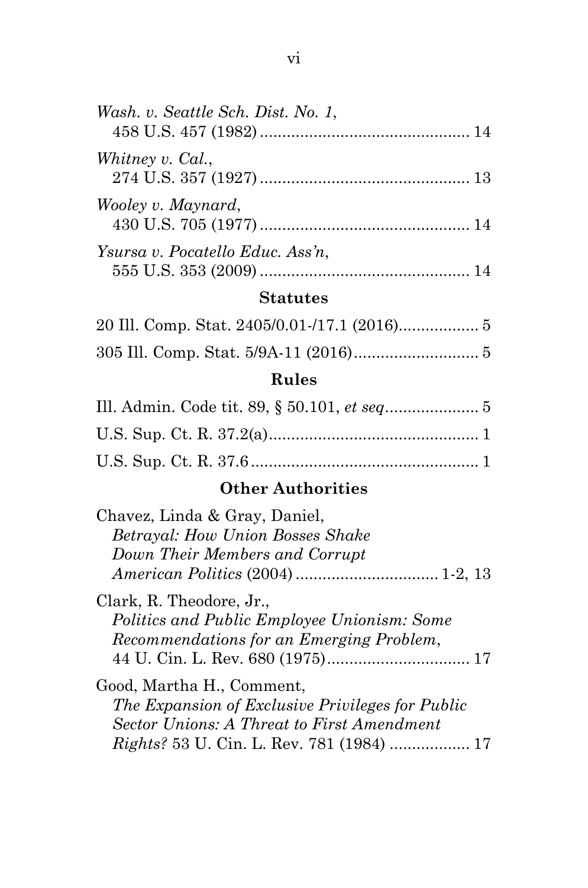*Wash. v. Seattle Sch. Dist. No. 1*,
458 U.S. 457 (1982) ............................................... 14

*Whitney v. Cal.*,
274 U.S. 357 (1927) ............................................... 13

*Wooley v. Maynard*,
430 U.S. 705 (1977) ............................................... 14

*Ysursa v. Pocatello Educ. Ass'n*,
555 U.S. 353 (2009) ............................................... 14

### Statutes

20 Ill. Comp. Stat. 2405/0.01-/17.1 (2016).................. 5

305 Ill. Comp. Stat. 5/9A-11 (2016)............................ 5

### Rules

Ill. Admin. Code tit. 89, § 50.101, *et seq*..................... 5

U.S. Sup. Ct. R. 37.2(a)............................................... 1

U.S. Sup. Ct. R. 37.6.................................................... 1

### Other Authorities

Chavez, Linda & Gray, Daniel,
*Betrayal: How Union Bosses Shake Down Their Members and Corrupt American Politics* (2004) ................................ 1-2, 13

Clark, R. Theodore, Jr.,
*Politics and Public Employee Unionism: Some Recommendations for an Emerging Problem*,
44 U. Cin. L. Rev. 680 (1975)................................ 17

Good, Martha H., Comment,
*The Expansion of Exclusive Privileges for Public Sector Unions: A Threat to First Amendment Rights?* 53 U. Cin. L. Rev. 781 (1984) .................. 17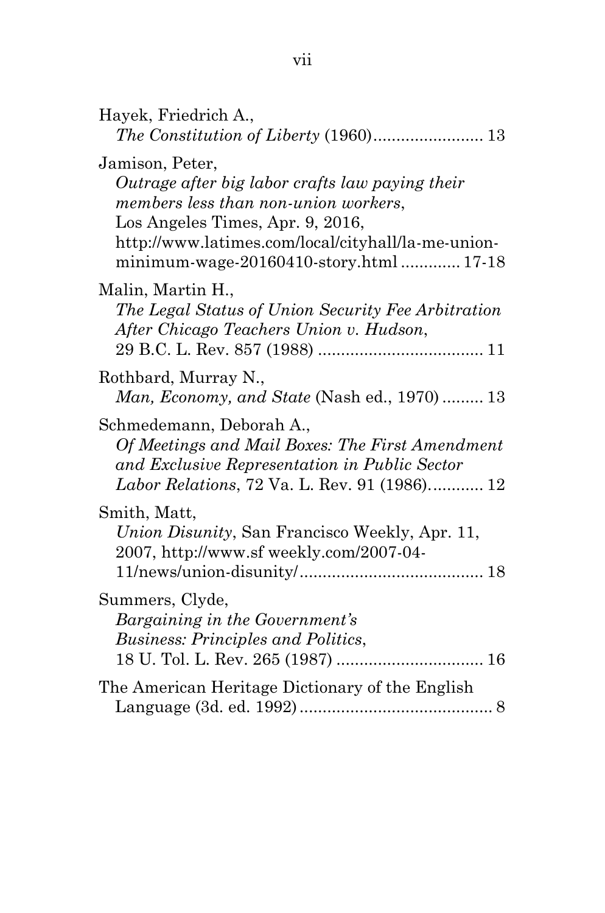Hayek, Friedrich A.,
*The Constitution of Liberty* (1960)........................ 13

Jamison, Peter,
*Outrage after big labor crafts law paying their members less than non-union workers*,
Los Angeles Times, Apr. 9, 2016,
http://www.latimes.com/local/cityhall/la-me-union-minimum-wage-20160410-story.html ............ 17-18

Malin, Martin H.,
*The Legal Status of Union Security Fee Arbitration After Chicago Teachers Union v. Hudson*,
29 B.C. L. Rev. 857 (1988) .................................... 11

Rothbard, Murray N.,
*Man, Economy, and State* (Nash ed., 1970) ......... 13

Schmedemann, Deborah A.,
*Of Meetings and Mail Boxes: The First Amendment and Exclusive Representation in Public Sector Labor Relations*, 72 Va. L. Rev. 91 (1986)............ 12

Smith, Matt,
*Union Disunity*, San Francisco Weekly, Apr. 11, 2007, http://www.sf weekly.com/2007-04-11/news/union-disunity/........................................ 18

Summers, Clyde,
*Bargaining in the Government's Business: Principles and Politics*,
18 U. Tol. L. Rev. 265 (1987) ................................ 16

The American Heritage Dictionary of the English Language (3d. ed. 1992).......................................... 8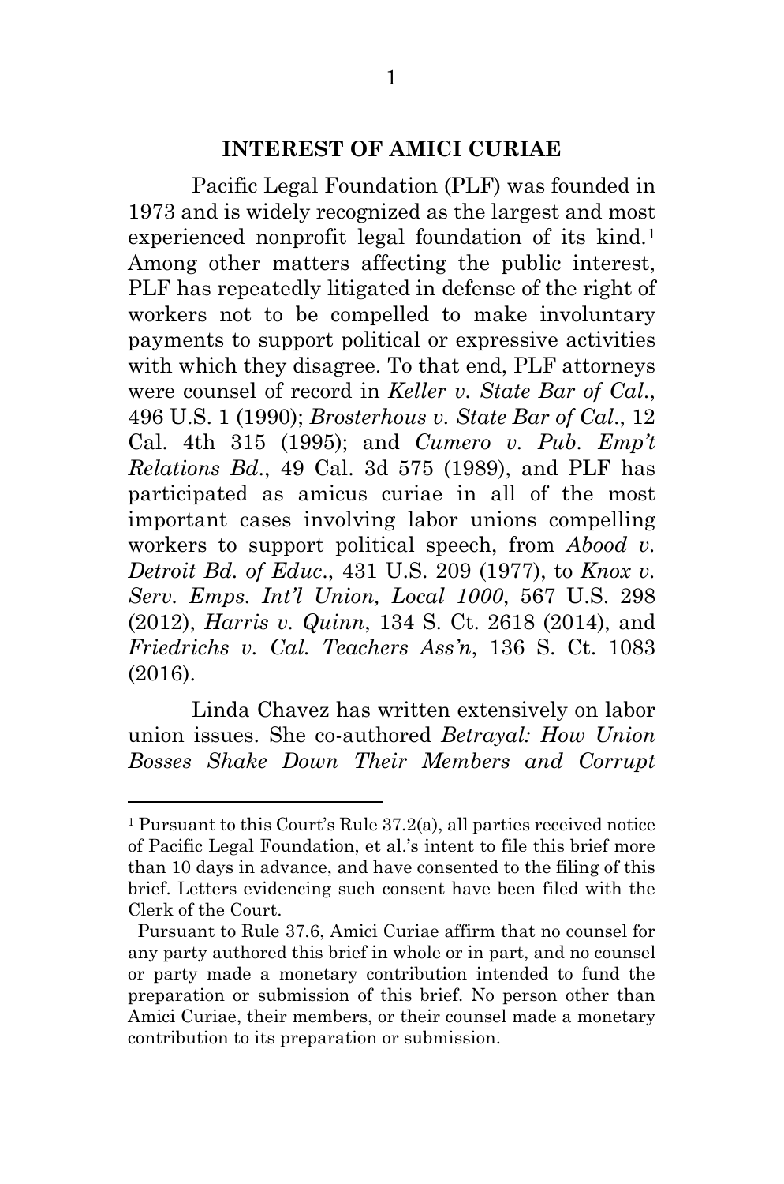## INTEREST OF AMICI CURIAE

Pacific Legal Foundation (PLF) was founded in 1973 and is widely recognized as the largest and most experienced nonprofit legal foundation of its kind.[1] Among other matters affecting the public interest, PLF has repeatedly litigated in defense of the right of workers not to be compelled to make involuntary payments to support political or expressive activities with which they disagree. To that end, PLF attorneys were counsel of record in *Keller v. State Bar of Cal.*, 496 U.S. 1 (1990); *Brosterhous v. State Bar of Cal.*, 12 Cal. 4th 315 (1995); and *Cumero v. Pub. Emp't Relations Bd.*, 49 Cal. 3d 575 (1989), and PLF has participated as amicus curiae in all of the most important cases involving labor unions compelling workers to support political speech, from *Abood v. Detroit Bd. of Educ.*, 431 U.S. 209 (1977), to *Knox v. Serv. Emps. Int'l Union, Local 1000*, 567 U.S. 298 (2012), *Harris v. Quinn*, 134 S. Ct. 2618 (2014), and *Friedrichs v. Cal. Teachers Ass'n*, 136 S. Ct. 1083 (2016).

Linda Chavez has written extensively on labor union issues. She co-authored *Betrayal: How Union Bosses Shake Down Their Members and Corrupt*

---

[1] Pursuant to this Court's Rule 37.2(a), all parties received notice of Pacific Legal Foundation, et al.'s intent to file this brief more than 10 days in advance, and have consented to the filing of this brief. Letters evidencing such consent have been filed with the Clerk of the Court.

Pursuant to Rule 37.6, Amici Curiae affirm that no counsel for any party authored this brief in whole or in part, and no counsel or party made a monetary contribution intended to fund the preparation or submission of this brief. No person other than Amici Curiae, their members, or their counsel made a monetary contribution to its preparation or submission.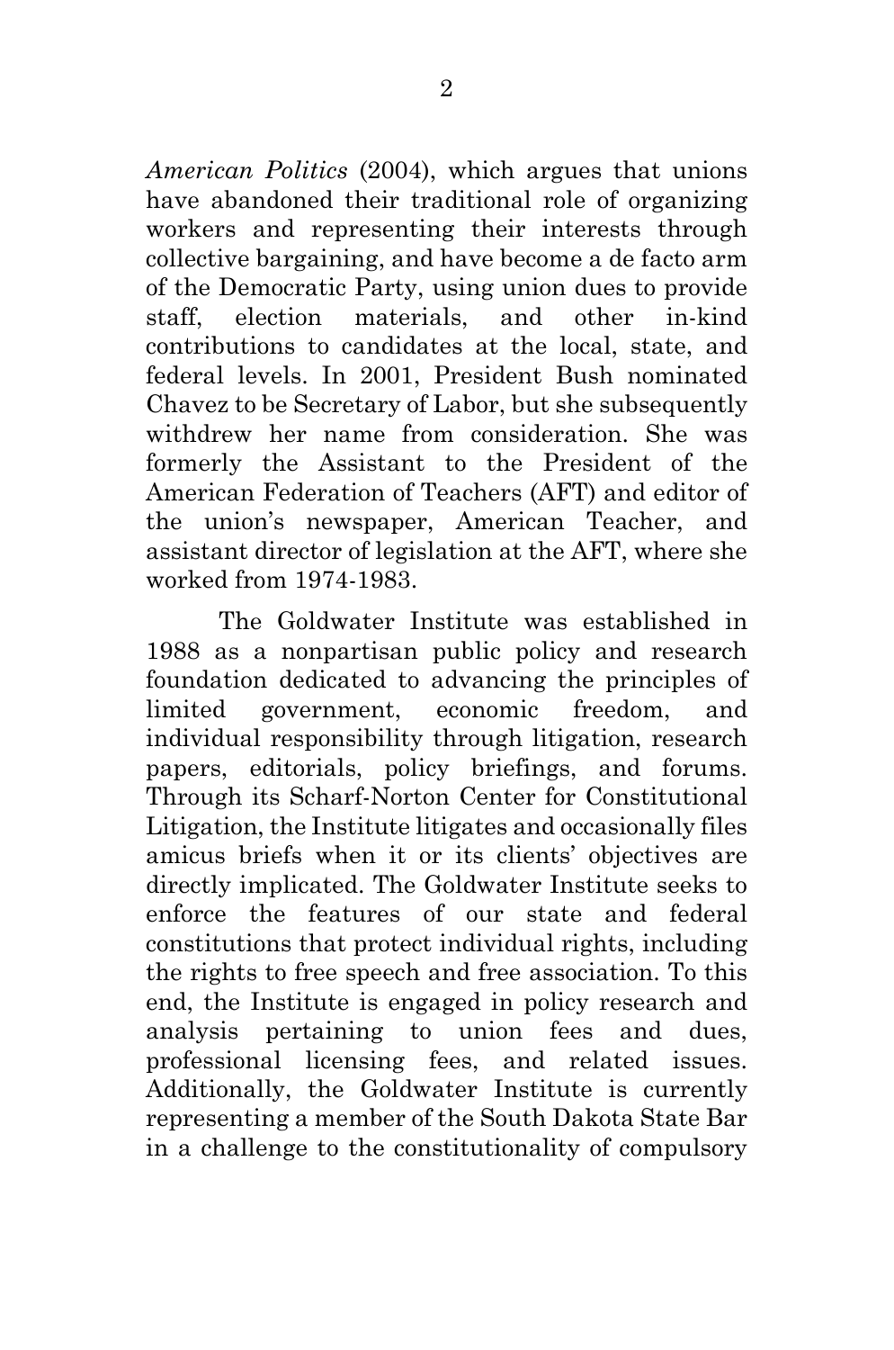*American Politics* (2004), which argues that unions have abandoned their traditional role of organizing workers and representing their interests through collective bargaining, and have become a de facto arm of the Democratic Party, using union dues to provide staff, election materials, and other in-kind contributions to candidates at the local, state, and federal levels. In 2001, President Bush nominated Chavez to be Secretary of Labor, but she subsequently withdrew her name from consideration. She was formerly the Assistant to the President of the American Federation of Teachers (AFT) and editor of the union's newspaper, American Teacher, and assistant director of legislation at the AFT, where she worked from 1974-1983.

The Goldwater Institute was established in 1988 as a nonpartisan public policy and research foundation dedicated to advancing the principles of limited government, economic freedom, and individual responsibility through litigation, research papers, editorials, policy briefings, and forums. Through its Scharf-Norton Center for Constitutional Litigation, the Institute litigates and occasionally files amicus briefs when it or its clients' objectives are directly implicated. The Goldwater Institute seeks to enforce the features of our state and federal constitutions that protect individual rights, including the rights to free speech and free association. To this end, the Institute is engaged in policy research and analysis pertaining to union fees and dues, professional licensing fees, and related issues. Additionally, the Goldwater Institute is currently representing a member of the South Dakota State Bar in a challenge to the constitutionality of compulsory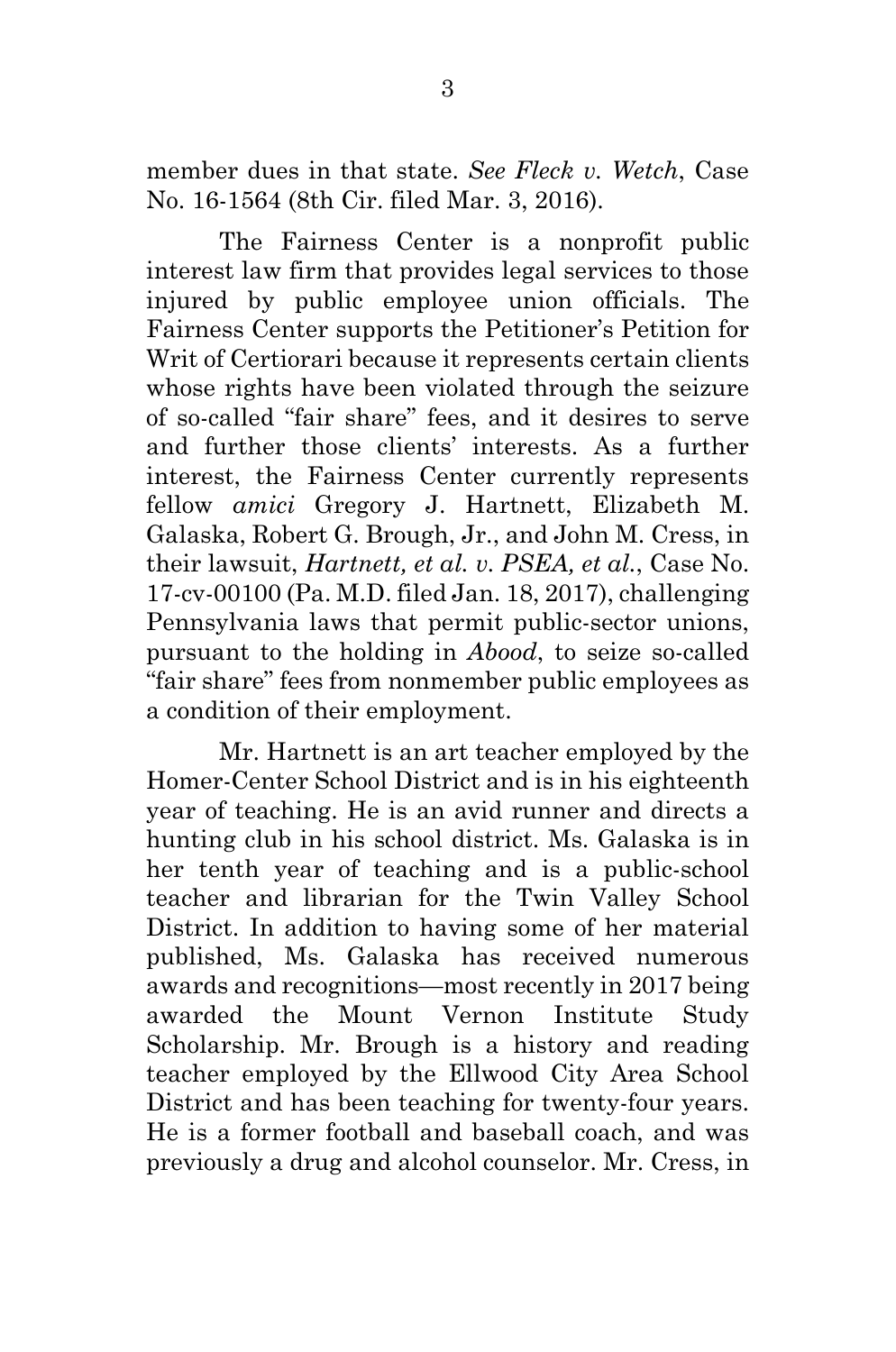member dues in that state. *See Fleck v. Wetch*, Case No. 16-1564 (8th Cir. filed Mar. 3, 2016).

The Fairness Center is a nonprofit public interest law firm that provides legal services to those injured by public employee union officials. The Fairness Center supports the Petitioner's Petition for Writ of Certiorari because it represents certain clients whose rights have been violated through the seizure of so-called "fair share" fees, and it desires to serve and further those clients' interests. As a further interest, the Fairness Center currently represents fellow *amici* Gregory J. Hartnett, Elizabeth M. Galaska, Robert G. Brough, Jr., and John M. Cress, in their lawsuit, *Hartnett, et al. v. PSEA, et al.*, Case No. 17-cv-00100 (Pa. M.D. filed Jan. 18, 2017), challenging Pennsylvania laws that permit public-sector unions, pursuant to the holding in *Abood*, to seize so-called "fair share" fees from nonmember public employees as a condition of their employment.

Mr. Hartnett is an art teacher employed by the Homer-Center School District and is in his eighteenth year of teaching. He is an avid runner and directs a hunting club in his school district. Ms. Galaska is in her tenth year of teaching and is a public-school teacher and librarian for the Twin Valley School District. In addition to having some of her material published, Ms. Galaska has received numerous awards and recognitions—most recently in 2017 being awarded the Mount Vernon Institute Study Scholarship. Mr. Brough is a history and reading teacher employed by the Ellwood City Area School District and has been teaching for twenty-four years. He is a former football and baseball coach, and was previously a drug and alcohol counselor. Mr. Cress, in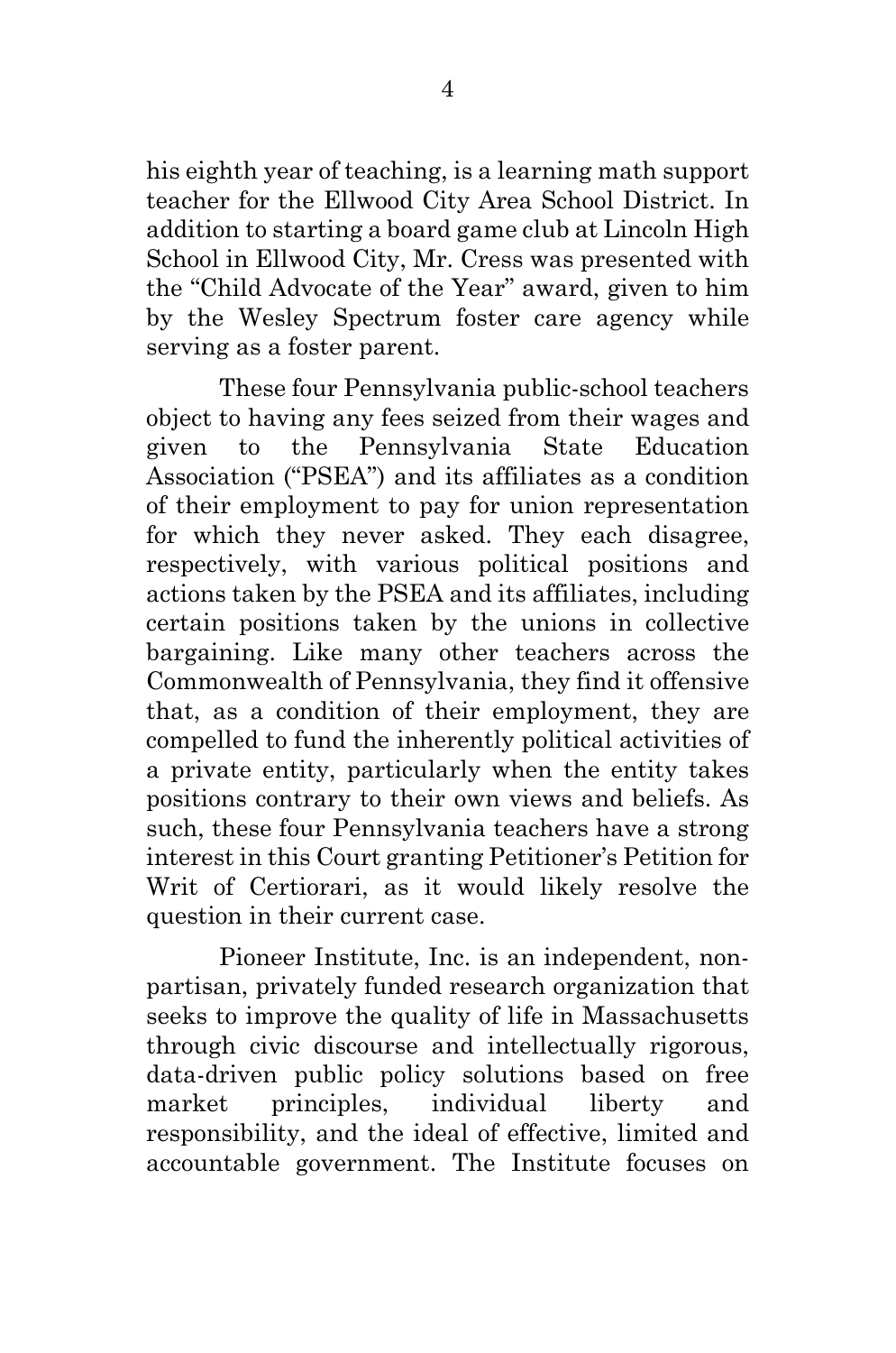his eighth year of teaching, is a learning math support teacher for the Ellwood City Area School District. In addition to starting a board game club at Lincoln High School in Ellwood City, Mr. Cress was presented with the "Child Advocate of the Year" award, given to him by the Wesley Spectrum foster care agency while serving as a foster parent.

These four Pennsylvania public-school teachers object to having any fees seized from their wages and given to the Pennsylvania State Education Association ("PSEA") and its affiliates as a condition of their employment to pay for union representation for which they never asked. They each disagree, respectively, with various political positions and actions taken by the PSEA and its affiliates, including certain positions taken by the unions in collective bargaining. Like many other teachers across the Commonwealth of Pennsylvania, they find it offensive that, as a condition of their employment, they are compelled to fund the inherently political activities of a private entity, particularly when the entity takes positions contrary to their own views and beliefs. As such, these four Pennsylvania teachers have a strong interest in this Court granting Petitioner's Petition for Writ of Certiorari, as it would likely resolve the question in their current case.

Pioneer Institute, Inc. is an independent, non-partisan, privately funded research organization that seeks to improve the quality of life in Massachusetts through civic discourse and intellectually rigorous, data-driven public policy solutions based on free market principles, individual liberty and responsibility, and the ideal of effective, limited and accountable government. The Institute focuses on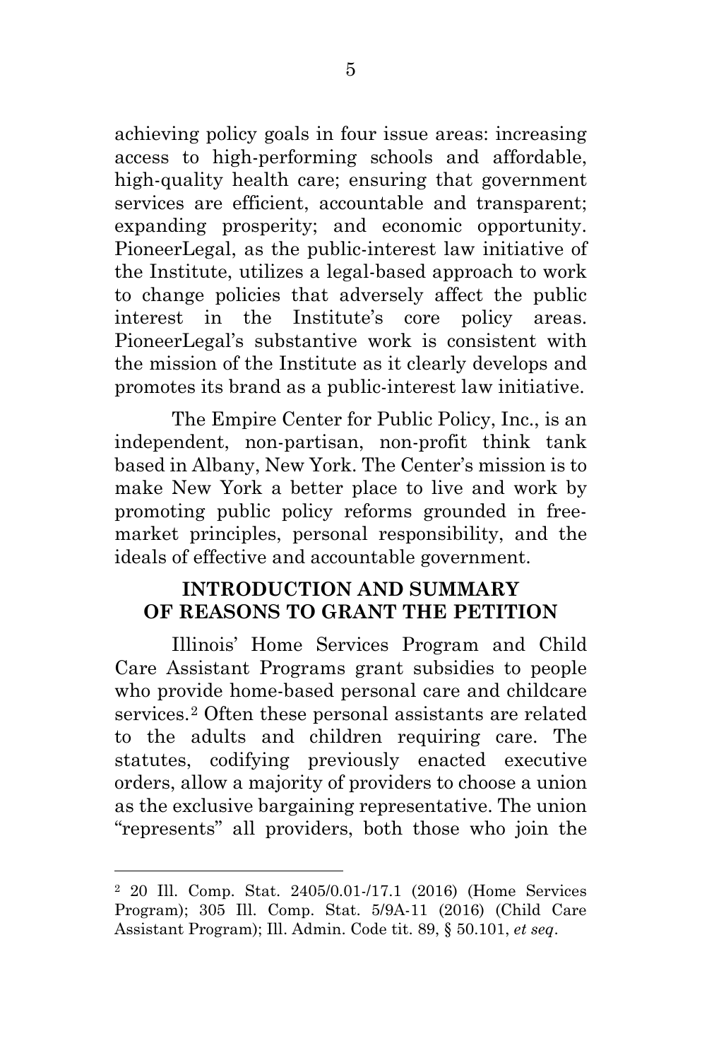achieving policy goals in four issue areas: increasing access to high-performing schools and affordable, high-quality health care; ensuring that government services are efficient, accountable and transparent; expanding prosperity; and economic opportunity. PioneerLegal, as the public-interest law initiative of the Institute, utilizes a legal-based approach to work to change policies that adversely affect the public interest in the Institute's core policy areas. PioneerLegal's substantive work is consistent with the mission of the Institute as it clearly develops and promotes its brand as a public-interest law initiative.

The Empire Center for Public Policy, Inc., is an independent, non-partisan, non-profit think tank based in Albany, New York. The Center's mission is to make New York a better place to live and work by promoting public policy reforms grounded in free-market principles, personal responsibility, and the ideals of effective and accountable government.

## INTRODUCTION AND SUMMARY OF REASONS TO GRANT THE PETITION

Illinois' Home Services Program and Child Care Assistant Programs grant subsidies to people who provide home-based personal care and childcare services.[2] Often these personal assistants are related to the adults and children requiring care. The statutes, codifying previously enacted executive orders, allow a majority of providers to choose a union as the exclusive bargaining representative. The union "represents" all providers, both those who join the

---

[2] 20 Ill. Comp. Stat. 2405/0.01-/17.1 (2016) (Home Services Program); 305 Ill. Comp. Stat. 5/9A-11 (2016) (Child Care Assistant Program); Ill. Admin. Code tit. 89, § 50.101, *et seq*.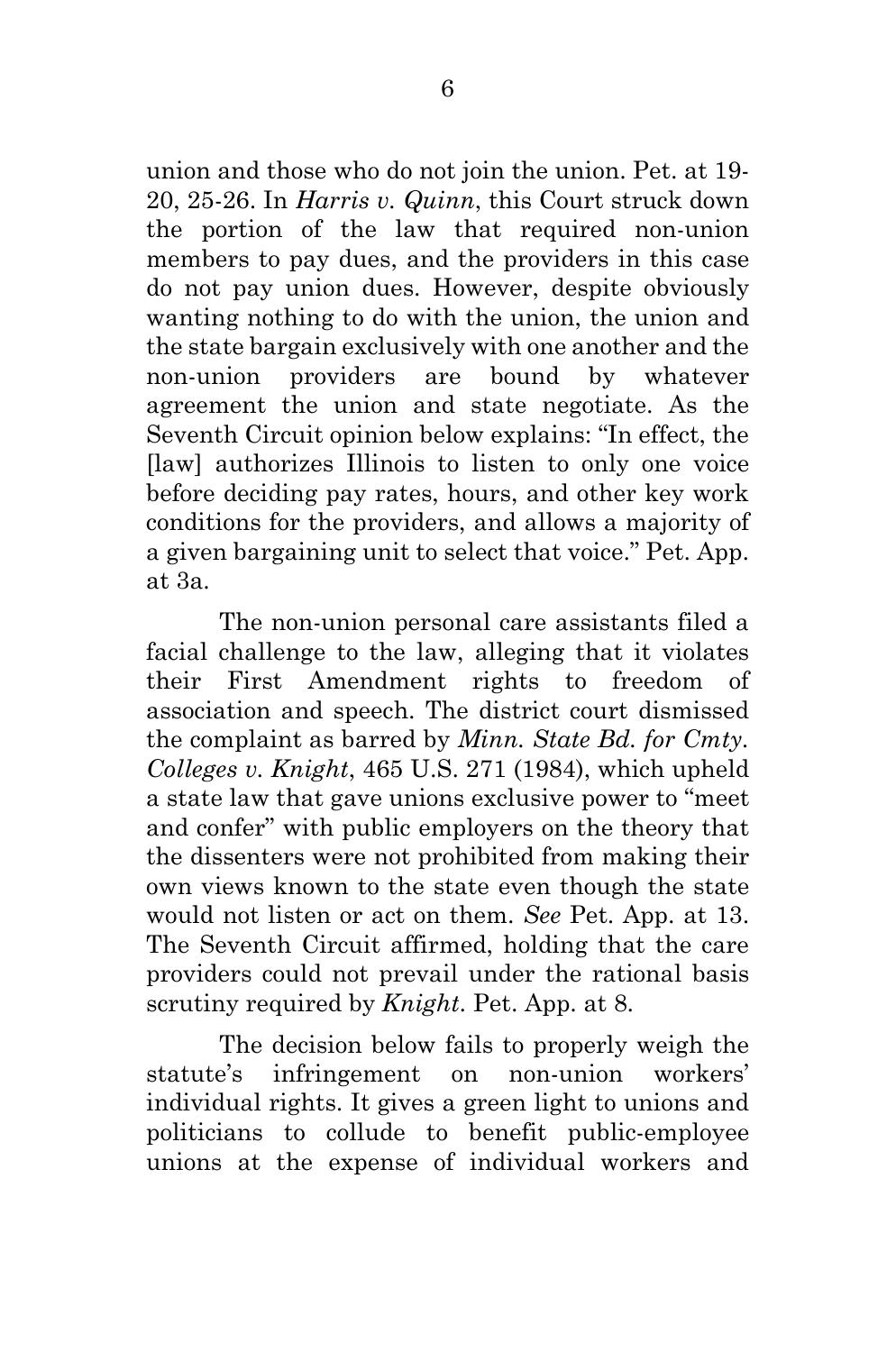union and those who do not join the union. Pet. at 19-20, 25-26. In *Harris v. Quinn*, this Court struck down the portion of the law that required non-union members to pay dues, and the providers in this case do not pay union dues. However, despite obviously wanting nothing to do with the union, the union and the state bargain exclusively with one another and the non-union providers are bound by whatever agreement the union and state negotiate. As the Seventh Circuit opinion below explains: "In effect, the [law] authorizes Illinois to listen to only one voice before deciding pay rates, hours, and other key work conditions for the providers, and allows a majority of a given bargaining unit to select that voice." Pet. App. at 3a.

The non-union personal care assistants filed a facial challenge to the law, alleging that it violates their First Amendment rights to freedom of association and speech. The district court dismissed the complaint as barred by *Minn. State Bd. for Cmty. Colleges v. Knight*, 465 U.S. 271 (1984), which upheld a state law that gave unions exclusive power to "meet and confer" with public employers on the theory that the dissenters were not prohibited from making their own views known to the state even though the state would not listen or act on them. *See* Pet. App. at 13. The Seventh Circuit affirmed, holding that the care providers could not prevail under the rational basis scrutiny required by *Knight*. Pet. App. at 8.

The decision below fails to properly weigh the statute's infringement on non-union workers' individual rights. It gives a green light to unions and politicians to collude to benefit public-employee unions at the expense of individual workers and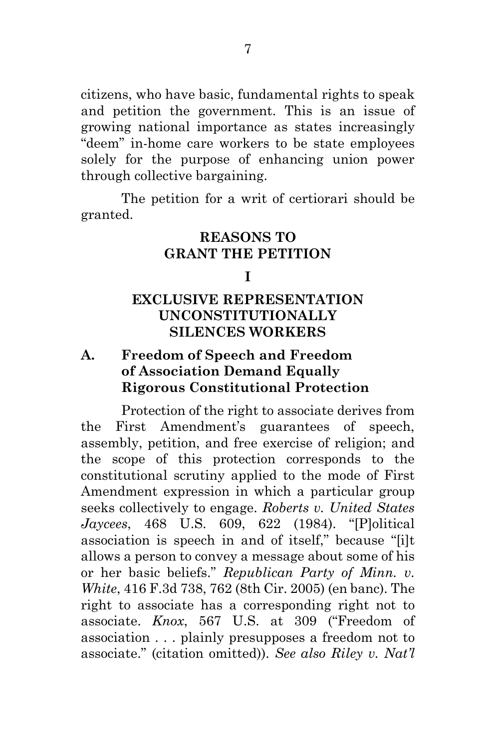citizens, who have basic, fundamental rights to speak and petition the government. This is an issue of growing national importance as states increasingly "deem" in-home care workers to be state employees solely for the purpose of enhancing union power through collective bargaining.

The petition for a writ of certiorari should be granted.

## REASONS TO GRANT THE PETITION

## I

## EXCLUSIVE REPRESENTATION UNCONSTITUTIONALLY SILENCES WORKERS

### A. Freedom of Speech and Freedom of Association Demand Equally Rigorous Constitutional Protection

Protection of the right to associate derives from the First Amendment's guarantees of speech, assembly, petition, and free exercise of religion; and the scope of this protection corresponds to the constitutional scrutiny applied to the mode of First Amendment expression in which a particular group seeks collectively to engage. *Roberts v. United States Jaycees*, 468 U.S. 609, 622 (1984). "[P]olitical association is speech in and of itself," because "[i]t allows a person to convey a message about some of his or her basic beliefs." *Republican Party of Minn. v. White*, 416 F.3d 738, 762 (8th Cir. 2005) (en banc). The right to associate has a corresponding right not to associate. *Knox*, 567 U.S. at 309 ("Freedom of association . . . plainly presupposes a freedom not to associate." (citation omitted)). *See also Riley v. Nat'l*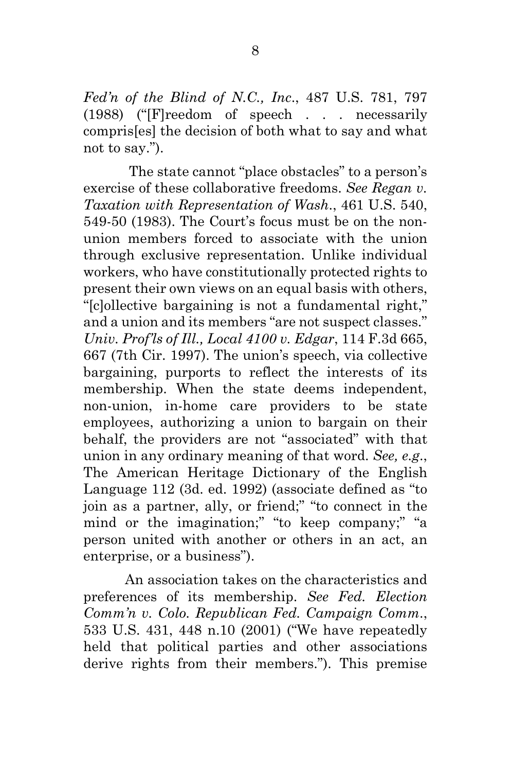*Fed'n of the Blind of N.C., Inc*., 487 U.S. 781, 797 (1988) ("[F]reedom of speech . . . necessarily compris[es] the decision of both what to say and what not to say.").

The state cannot "place obstacles" to a person's exercise of these collaborative freedoms. *See Regan v. Taxation with Representation of Wash*., 461 U.S. 540, 549-50 (1983). The Court's focus must be on the non-union members forced to associate with the union through exclusive representation. Unlike individual workers, who have constitutionally protected rights to present their own views on an equal basis with others, "[c]ollective bargaining is not a fundamental right," and a union and its members "are not suspect classes." *Univ. Prof'ls of Ill., Local 4100 v. Edgar*, 114 F.3d 665, 667 (7th Cir. 1997). The union's speech, via collective bargaining, purports to reflect the interests of its membership. When the state deems independent, non-union, in-home care providers to be state employees, authorizing a union to bargain on their behalf, the providers are not "associated" with that union in any ordinary meaning of that word. *See, e.g*., The American Heritage Dictionary of the English Language 112 (3d. ed. 1992) (associate defined as "to join as a partner, ally, or friend;" "to connect in the mind or the imagination;" "to keep company;" "a person united with another or others in an act, an enterprise, or a business").

An association takes on the characteristics and preferences of its membership. *See Fed. Election Comm'n v. Colo. Republican Fed. Campaign Comm*., 533 U.S. 431, 448 n.10 (2001) ("We have repeatedly held that political parties and other associations derive rights from their members."). This premise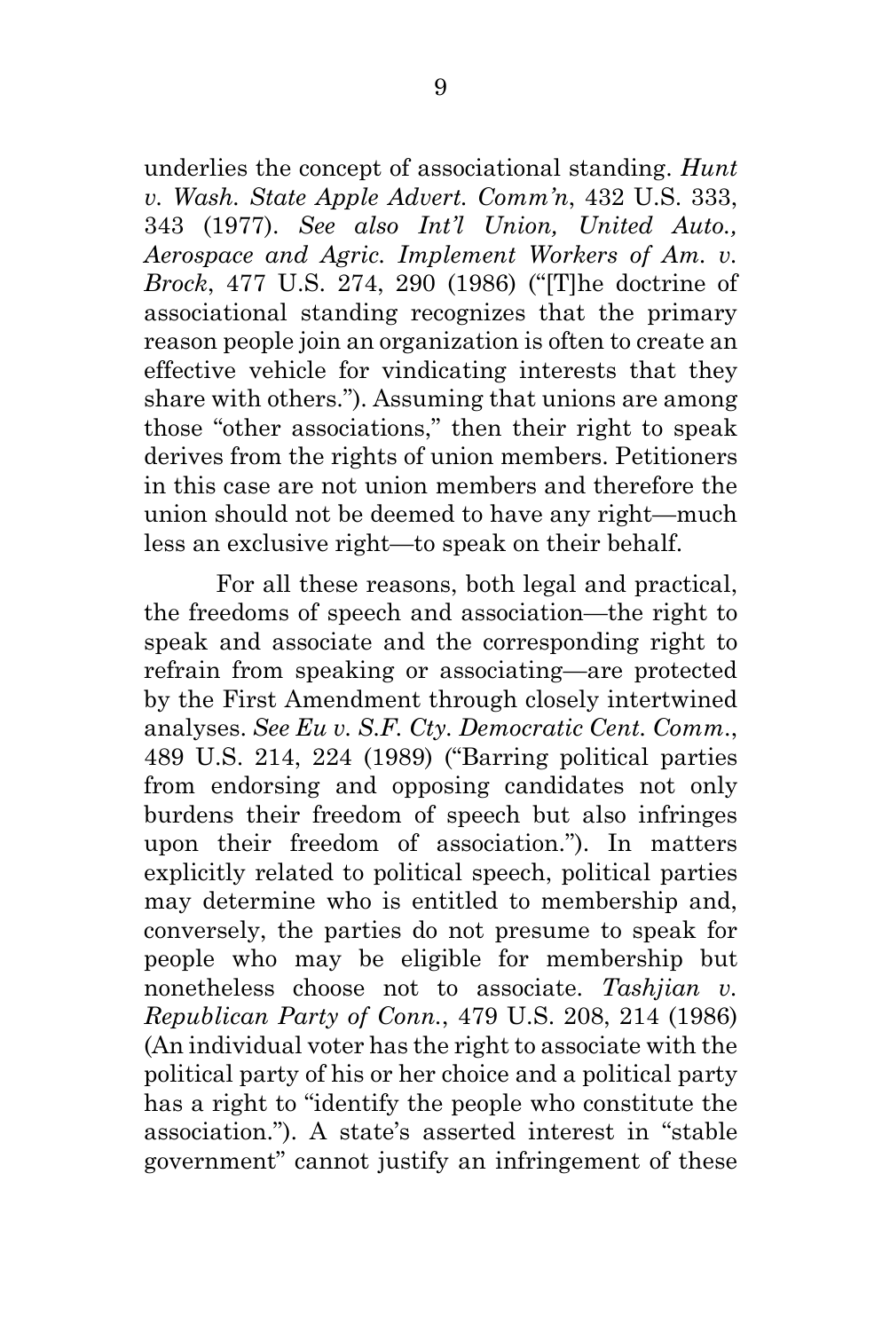underlies the concept of associational standing. *Hunt v. Wash. State Apple Advert. Comm'n*, 432 U.S. 333, 343 (1977). *See also Int'l Union, United Auto., Aerospace and Agric. Implement Workers of Am. v. Brock*, 477 U.S. 274, 290 (1986) ("[T]he doctrine of associational standing recognizes that the primary reason people join an organization is often to create an effective vehicle for vindicating interests that they share with others."). Assuming that unions are among those "other associations," then their right to speak derives from the rights of union members. Petitioners in this case are not union members and therefore the union should not be deemed to have any right—much less an exclusive right—to speak on their behalf.

For all these reasons, both legal and practical, the freedoms of speech and association—the right to speak and associate and the corresponding right to refrain from speaking or associating—are protected by the First Amendment through closely intertwined analyses. *See Eu v. S.F. Cty. Democratic Cent. Comm.*, 489 U.S. 214, 224 (1989) ("Barring political parties from endorsing and opposing candidates not only burdens their freedom of speech but also infringes upon their freedom of association."). In matters explicitly related to political speech, political parties may determine who is entitled to membership and, conversely, the parties do not presume to speak for people who may be eligible for membership but nonetheless choose not to associate. *Tashjian v. Republican Party of Conn.*, 479 U.S. 208, 214 (1986) (An individual voter has the right to associate with the political party of his or her choice and a political party has a right to "identify the people who constitute the association."). A state's asserted interest in "stable government" cannot justify an infringement of these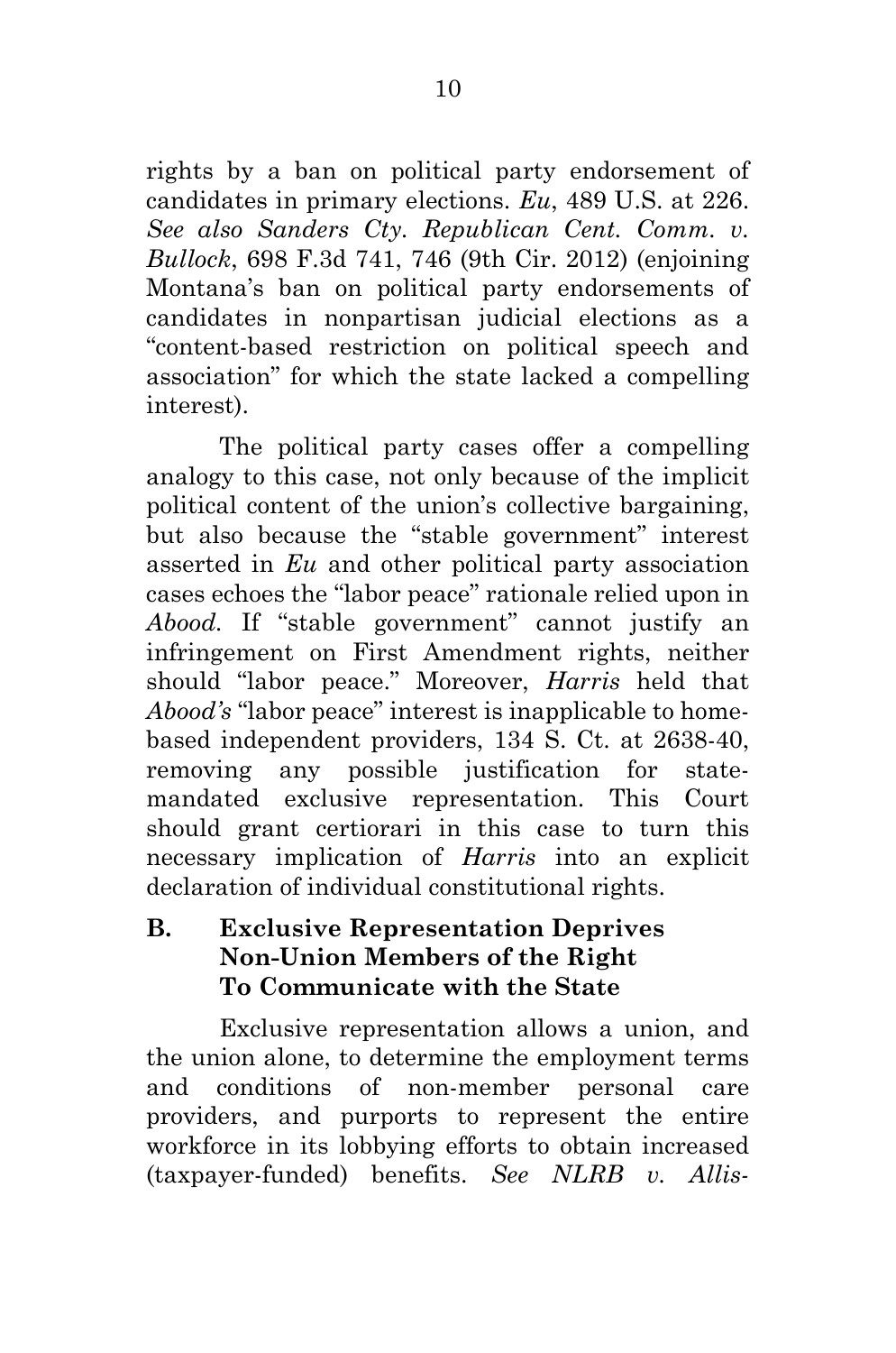rights by a ban on political party endorsement of candidates in primary elections. *Eu*, 489 U.S. at 226. *See also Sanders Cty. Republican Cent. Comm. v. Bullock*, 698 F.3d 741, 746 (9th Cir. 2012) (enjoining Montana's ban on political party endorsements of candidates in nonpartisan judicial elections as a "content-based restriction on political speech and association" for which the state lacked a compelling interest).

The political party cases offer a compelling analogy to this case, not only because of the implicit political content of the union's collective bargaining, but also because the "stable government" interest asserted in *Eu* and other political party association cases echoes the "labor peace" rationale relied upon in *Abood*. If "stable government" cannot justify an infringement on First Amendment rights, neither should "labor peace." Moreover, *Harris* held that *Abood's* "labor peace" interest is inapplicable to home-based independent providers, 134 S. Ct. at 2638-40, removing any possible justification for state-mandated exclusive representation. This Court should grant certiorari in this case to turn this necessary implication of *Harris* into an explicit declaration of individual constitutional rights.

### B. Exclusive Representation Deprives Non-Union Members of the Right To Communicate with the State

Exclusive representation allows a union, and the union alone, to determine the employment terms and conditions of non-member personal care providers, and purports to represent the entire workforce in its lobbying efforts to obtain increased (taxpayer-funded) benefits. *See NLRB v. Allis-*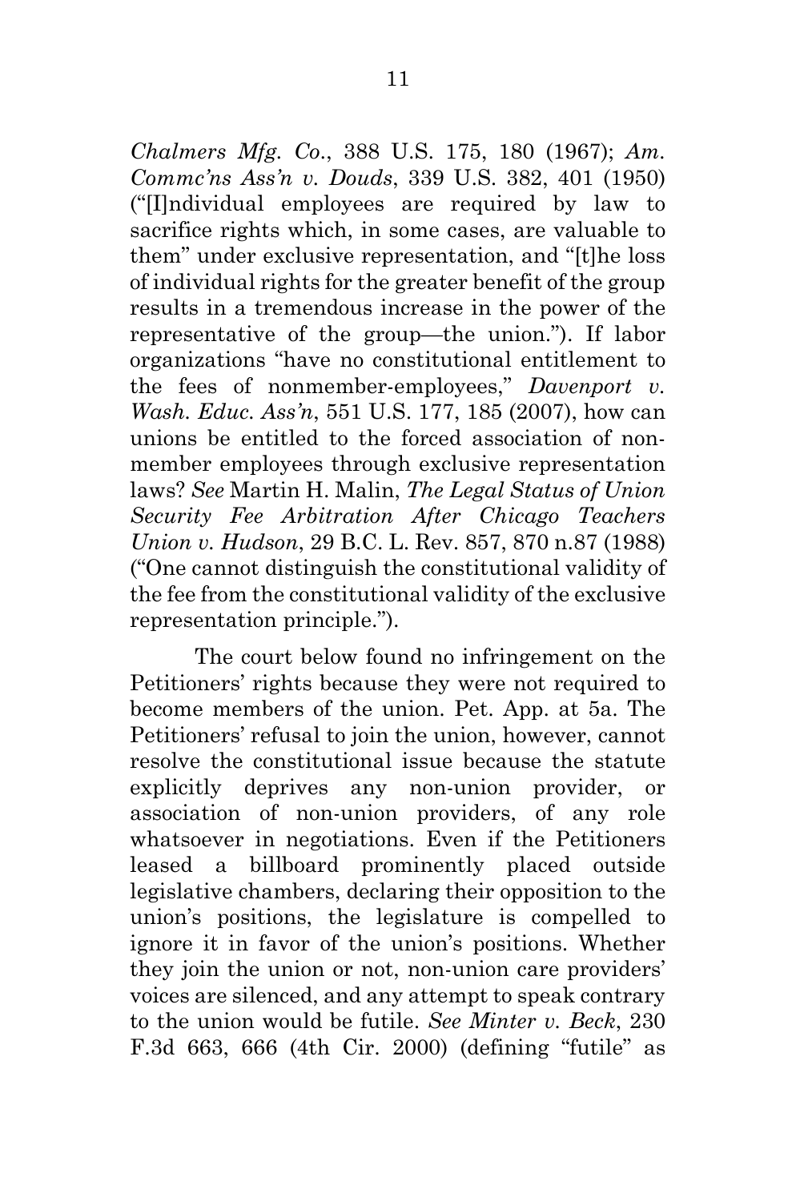*Chalmers Mfg. Co.*, 388 U.S. 175, 180 (1967); *Am. Commc'ns Ass'n v. Douds*, 339 U.S. 382, 401 (1950) ("[I]ndividual employees are required by law to sacrifice rights which, in some cases, are valuable to them" under exclusive representation, and "[t]he loss of individual rights for the greater benefit of the group results in a tremendous increase in the power of the representative of the group—the union."). If labor organizations "have no constitutional entitlement to the fees of nonmember-employees," *Davenport v. Wash. Educ. Ass'n*, 551 U.S. 177, 185 (2007), how can unions be entitled to the forced association of non-member employees through exclusive representation laws? *See* Martin H. Malin, *The Legal Status of Union Security Fee Arbitration After Chicago Teachers Union v. Hudson*, 29 B.C. L. Rev. 857, 870 n.87 (1988) ("One cannot distinguish the constitutional validity of the fee from the constitutional validity of the exclusive representation principle.").

The court below found no infringement on the Petitioners' rights because they were not required to become members of the union. Pet. App. at 5a. The Petitioners' refusal to join the union, however, cannot resolve the constitutional issue because the statute explicitly deprives any non-union provider, or association of non-union providers, of any role whatsoever in negotiations. Even if the Petitioners leased a billboard prominently placed outside legislative chambers, declaring their opposition to the union's positions, the legislature is compelled to ignore it in favor of the union's positions. Whether they join the union or not, non-union care providers' voices are silenced, and any attempt to speak contrary to the union would be futile. *See Minter v. Beck*, 230 F.3d 663, 666 (4th Cir. 2000) (defining "futile" as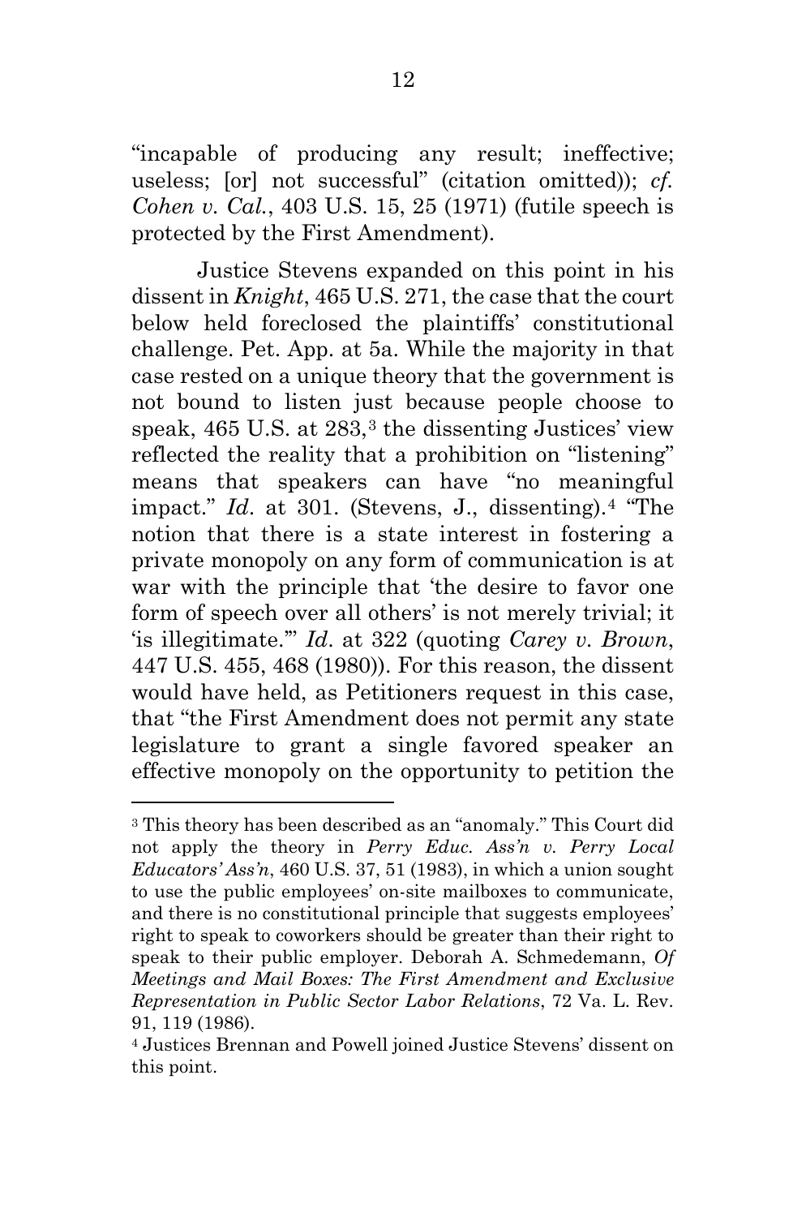"incapable of producing any result; ineffective; useless; [or] not successful" (citation omitted)); *cf. Cohen v. Cal.*, 403 U.S. 15, 25 (1971) (futile speech is protected by the First Amendment).

Justice Stevens expanded on this point in his dissent in *Knight*, 465 U.S. 271, the case that the court below held foreclosed the plaintiffs' constitutional challenge. Pet. App. at 5a. While the majority in that case rested on a unique theory that the government is not bound to listen just because people choose to speak, 465 U.S. at 283,[3] the dissenting Justices' view reflected the reality that a prohibition on "listening" means that speakers can have "no meaningful impact." *Id.* at 301. (Stevens, J., dissenting).[4] "The notion that there is a state interest in fostering a private monopoly on any form of communication is at war with the principle that 'the desire to favor one form of speech over all others' is not merely trivial; it 'is illegitimate.'" *Id.* at 322 (quoting *Carey v. Brown*, 447 U.S. 455, 468 (1980)). For this reason, the dissent would have held, as Petitioners request in this case, that "the First Amendment does not permit any state legislature to grant a single favored speaker an effective monopoly on the opportunity to petition the

---

[3] This theory has been described as an "anomaly." This Court did not apply the theory in *Perry Educ. Ass'n v. Perry Local Educators' Ass'n*, 460 U.S. 37, 51 (1983), in which a union sought to use the public employees' on-site mailboxes to communicate, and there is no constitutional principle that suggests employees' right to speak to coworkers should be greater than their right to speak to their public employer. Deborah A. Schmedemann, *Of Meetings and Mail Boxes: The First Amendment and Exclusive Representation in Public Sector Labor Relations*, 72 Va. L. Rev. 91, 119 (1986).

[4] Justices Brennan and Powell joined Justice Stevens' dissent on this point.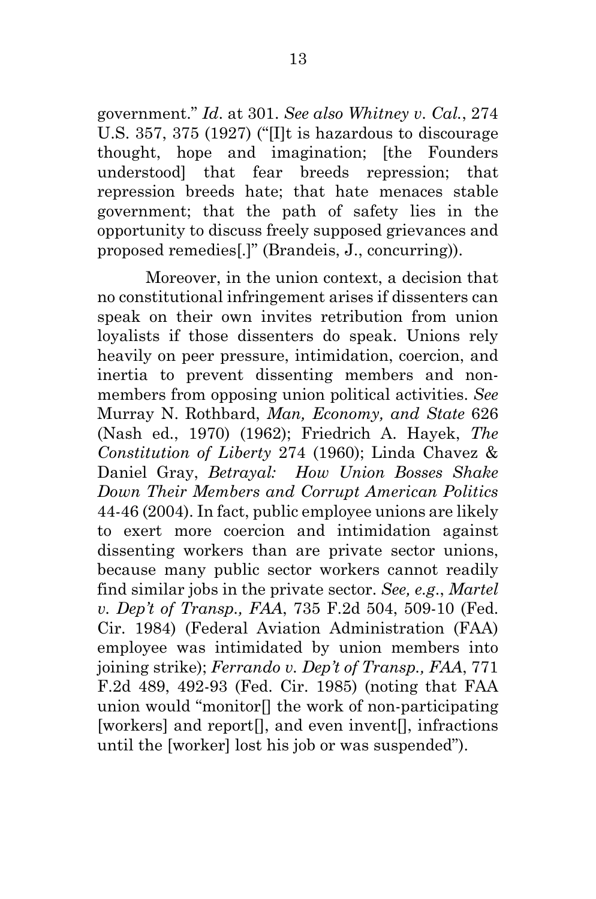government." *Id*. at 301. *See also Whitney v. Cal.*, 274 U.S. 357, 375 (1927) ("[I]t is hazardous to discourage thought, hope and imagination; [the Founders understood] that fear breeds repression; that repression breeds hate; that hate menaces stable government; that the path of safety lies in the opportunity to discuss freely supposed grievances and proposed remedies[.]" (Brandeis, J., concurring)).

Moreover, in the union context, a decision that no constitutional infringement arises if dissenters can speak on their own invites retribution from union loyalists if those dissenters do speak. Unions rely heavily on peer pressure, intimidation, coercion, and inertia to prevent dissenting members and non-members from opposing union political activities. *See* Murray N. Rothbard, *Man, Economy, and State* 626 (Nash ed., 1970) (1962); Friedrich A. Hayek, *The Constitution of Liberty* 274 (1960); Linda Chavez & Daniel Gray, *Betrayal: How Union Bosses Shake Down Their Members and Corrupt American Politics* 44-46 (2004). In fact, public employee unions are likely to exert more coercion and intimidation against dissenting workers than are private sector unions, because many public sector workers cannot readily find similar jobs in the private sector. *See, e.g.*, *Martel v. Dep't of Transp., FAA*, 735 F.2d 504, 509-10 (Fed. Cir. 1984) (Federal Aviation Administration (FAA) employee was intimidated by union members into joining strike); *Ferrando v. Dep't of Transp., FAA*, 771 F.2d 489, 492-93 (Fed. Cir. 1985) (noting that FAA union would "monitor[] the work of non-participating [workers] and report[], and even invent[], infractions until the [worker] lost his job or was suspended").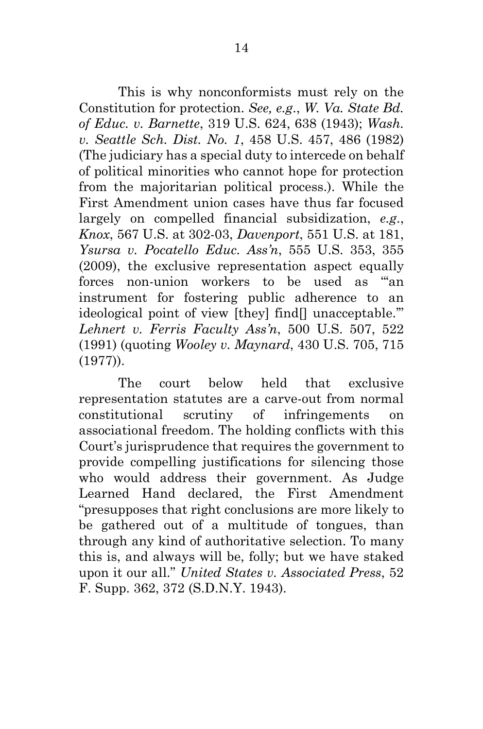This is why nonconformists must rely on the Constitution for protection. *See, e.g.*, *W. Va. State Bd. of Educ. v. Barnette*, 319 U.S. 624, 638 (1943); *Wash. v. Seattle Sch. Dist. No. 1*, 458 U.S. 457, 486 (1982) (The judiciary has a special duty to intercede on behalf of political minorities who cannot hope for protection from the majoritarian political process.). While the First Amendment union cases have thus far focused largely on compelled financial subsidization, *e.g.*, *Knox*, 567 U.S. at 302-03, *Davenport*, 551 U.S. at 181, *Ysursa v. Pocatello Educ. Ass'n*, 555 U.S. 353, 355 (2009), the exclusive representation aspect equally forces non-union workers to be used as "'an instrument for fostering public adherence to an ideological point of view [they] find[] unacceptable.'" *Lehnert v. Ferris Faculty Ass'n*, 500 U.S. 507, 522 (1991) (quoting *Wooley v. Maynard*, 430 U.S. 705, 715 (1977)).

The court below held that exclusive representation statutes are a carve-out from normal constitutional scrutiny of infringements on associational freedom. The holding conflicts with this Court's jurisprudence that requires the government to provide compelling justifications for silencing those who would address their government. As Judge Learned Hand declared, the First Amendment "presupposes that right conclusions are more likely to be gathered out of a multitude of tongues, than through any kind of authoritative selection. To many this is, and always will be, folly; but we have staked upon it our all." *United States v. Associated Press*, 52 F. Supp. 362, 372 (S.D.N.Y. 1943).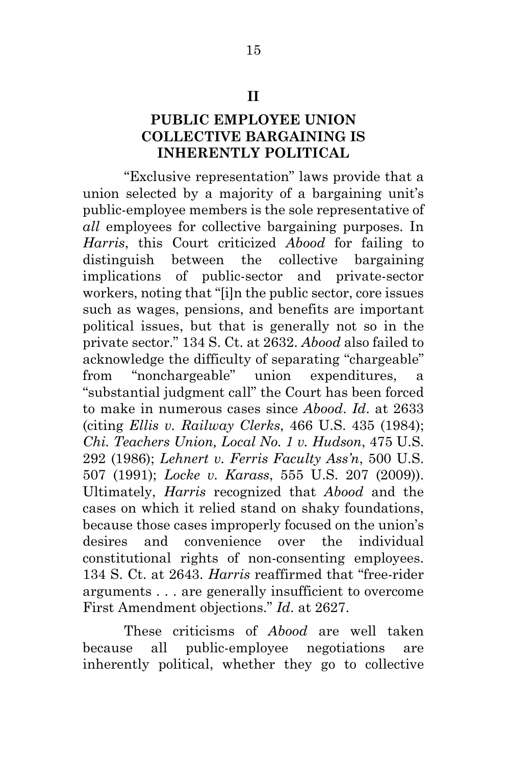## II

## PUBLIC EMPLOYEE UNION COLLECTIVE BARGAINING IS INHERENTLY POLITICAL

"Exclusive representation" laws provide that a union selected by a majority of a bargaining unit's public-employee members is the sole representative of *all* employees for collective bargaining purposes. In *Harris*, this Court criticized *Abood* for failing to distinguish between the collective bargaining implications of public-sector and private-sector workers, noting that "[i]n the public sector, core issues such as wages, pensions, and benefits are important political issues, but that is generally not so in the private sector." 134 S. Ct. at 2632. *Abood* also failed to acknowledge the difficulty of separating "chargeable" from "nonchargeable" union expenditures, a "substantial judgment call" the Court has been forced to make in numerous cases since *Abood*. *Id*. at 2633 (citing *Ellis v. Railway Clerks*, 466 U.S. 435 (1984); *Chi. Teachers Union, Local No. 1 v. Hudson*, 475 U.S. 292 (1986); *Lehnert v. Ferris Faculty Ass'n*, 500 U.S. 507 (1991); *Locke v. Karass*, 555 U.S. 207 (2009)). Ultimately, *Harris* recognized that *Abood* and the cases on which it relied stand on shaky foundations, because those cases improperly focused on the union's desires and convenience over the individual constitutional rights of non-consenting employees. 134 S. Ct. at 2643. *Harris* reaffirmed that "free-rider arguments . . . are generally insufficient to overcome First Amendment objections." *Id*. at 2627.

These criticisms of *Abood* are well taken because all public-employee negotiations are inherently political, whether they go to collective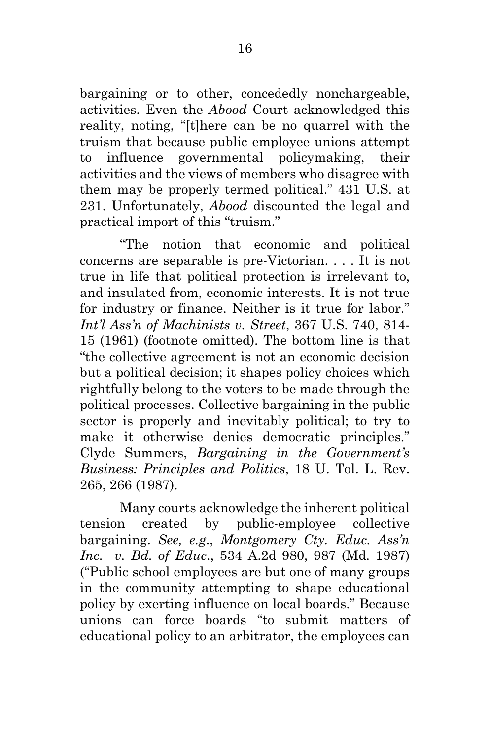bargaining or to other, concededly nonchargeable, activities. Even the *Abood* Court acknowledged this reality, noting, "[t]here can be no quarrel with the truism that because public employee unions attempt to influence governmental policymaking, their activities and the views of members who disagree with them may be properly termed political." 431 U.S. at 231. Unfortunately, *Abood* discounted the legal and practical import of this "truism."

"The notion that economic and political concerns are separable is pre-Victorian. . . . It is not true in life that political protection is irrelevant to, and insulated from, economic interests. It is not true for industry or finance. Neither is it true for labor." *Int'l Ass'n of Machinists v. Street*, 367 U.S. 740, 814-15 (1961) (footnote omitted). The bottom line is that "the collective agreement is not an economic decision but a political decision; it shapes policy choices which rightfully belong to the voters to be made through the political processes. Collective bargaining in the public sector is properly and inevitably political; to try to make it otherwise denies democratic principles." Clyde Summers, *Bargaining in the Government's Business: Principles and Politics*, 18 U. Tol. L. Rev. 265, 266 (1987).

Many courts acknowledge the inherent political tension created by public-employee collective bargaining. *See, e.g.*, *Montgomery Cty. Educ. Ass'n Inc. v. Bd. of Educ.*, 534 A.2d 980, 987 (Md. 1987) ("Public school employees are but one of many groups in the community attempting to shape educational policy by exerting influence on local boards." Because unions can force boards "to submit matters of educational policy to an arbitrator, the employees can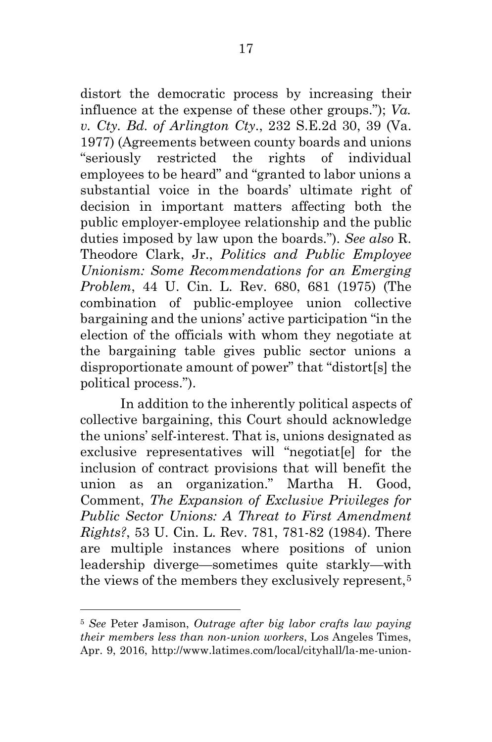distort the democratic process by increasing their influence at the expense of these other groups."); *Va. v. Cty. Bd. of Arlington Cty.*, 232 S.E.2d 30, 39 (Va. 1977) (Agreements between county boards and unions "seriously restricted the rights of individual employees to be heard" and "granted to labor unions a substantial voice in the boards' ultimate right of decision in important matters affecting both the public employer-employee relationship and the public duties imposed by law upon the boards."). *See also* R. Theodore Clark, Jr., *Politics and Public Employee Unionism: Some Recommendations for an Emerging Problem*, 44 U. Cin. L. Rev. 680, 681 (1975) (The combination of public-employee union collective bargaining and the unions' active participation "in the election of the officials with whom they negotiate at the bargaining table gives public sector unions a disproportionate amount of power" that "distort[s] the political process.").

In addition to the inherently political aspects of collective bargaining, this Court should acknowledge the unions' self-interest. That is, unions designated as exclusive representatives will "negotiat[e] for the inclusion of contract provisions that will benefit the union as an organization." Martha H. Good, Comment, *The Expansion of Exclusive Privileges for Public Sector Unions: A Threat to First Amendment Rights?*, 53 U. Cin. L. Rev. 781, 781-82 (1984). There are multiple instances where positions of union leadership diverge—sometimes quite starkly—with the views of the members they exclusively represent,[5]

---

[5] *See* Peter Jamison, *Outrage after big labor crafts law paying their members less than non-union workers*, Los Angeles Times, Apr. 9, 2016, http://www.latimes.com/local/cityhall/la-me-union-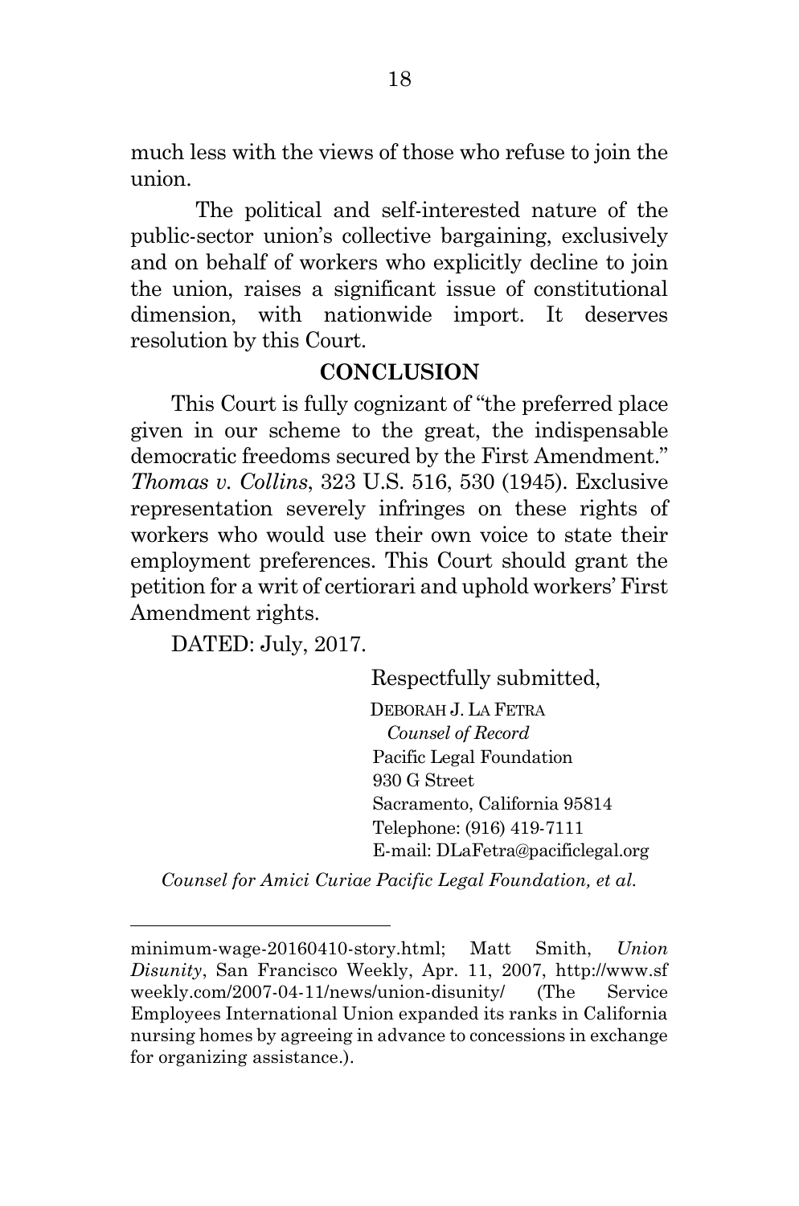much less with the views of those who refuse to join the union.

The political and self-interested nature of the public-sector union's collective bargaining, exclusively and on behalf of workers who explicitly decline to join the union, raises a significant issue of constitutional dimension, with nationwide import. It deserves resolution by this Court.

## CONCLUSION

This Court is fully cognizant of "the preferred place given in our scheme to the great, the indispensable democratic freedoms secured by the First Amendment." *Thomas v. Collins*, 323 U.S. 516, 530 (1945). Exclusive representation severely infringes on these rights of workers who would use their own voice to state their employment preferences. This Court should grant the petition for a writ of certiorari and uphold workers' First Amendment rights.

DATED: July, 2017.

Respectfully submitted,

DEBORAH J. LA FETRA
*Counsel of Record*
Pacific Legal Foundation
930 G Street
Sacramento, California 95814
Telephone: (916) 419-7111
E-mail: DLaFetra@pacificlegal.org

*Counsel for Amici Curiae Pacific Legal Foundation, et al.*

---

minimum-wage-20160410-story.html; Matt Smith, *Union Disunity*, San Francisco Weekly, Apr. 11, 2007, http://www.sfweekly.com/2007-04-11/news/union-disunity/ (The Service Employees International Union expanded its ranks in California nursing homes by agreeing in advance to concessions in exchange for organizing assistance.).